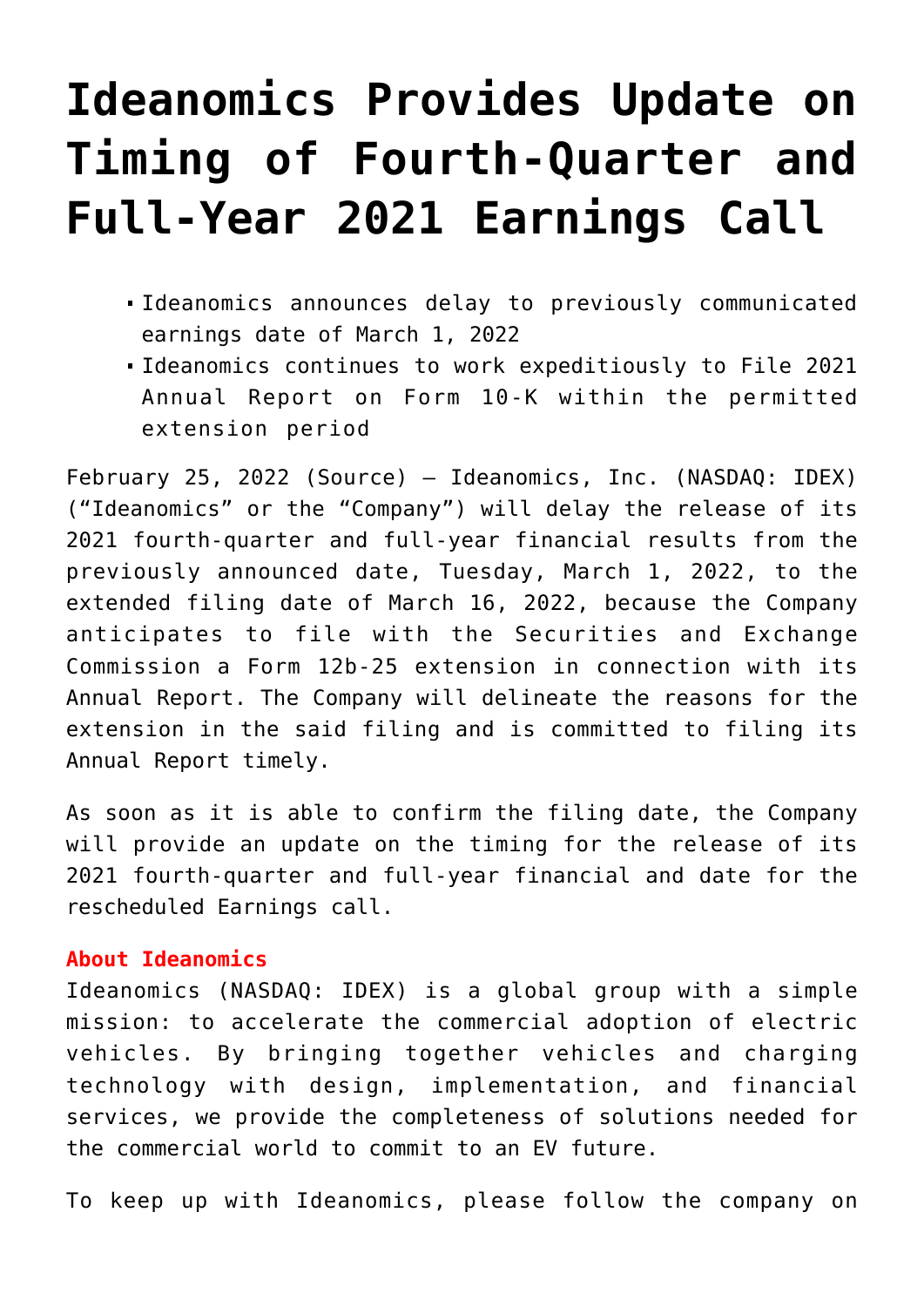# Ideanomics Provides Update on Timing of Fourth-Quarter and Full-Year 2021 Earnings Call

- Ideanomics announces delay to previously communicated earnings date of March 1, 2022
- Ideanomics continues to work expeditiously to File 2021 Annual Report on Form 10-K within the permitted extension period

February 25, 2022 (Source) — Ideanomics, Inc. (NASDAQ: IDEX) ("Ideanomics" or the "Company") will delay the release of its 2021 fourth-quarter and full-year financial results from the previously announced date, Tuesday, March 1, 2022, to the extended filing date of March 16, 2022, because the Company anticipates to file with the Securities and Exchange Commission a Form 12b-25 extension in connection with its Annual Report. The Company will delineate the reasons for the extension in the said filing and is committed to filing its Annual Report timely.

As soon as it is able to confirm the filing date, the Company will provide an update on the timing for the release of its 2021 fourth-quarter and full-year financial and date for the rescheduled Earnings call.

**About Ideanomics**

Ideanomics (NASDAQ: IDEX) is a global group with a simple mission: to accelerate the commercial adoption of electric vehicles. By bringing together vehicles and charging technology with design, implementation, and financial services, we provide the completeness of solutions needed for the commercial world to commit to an EV future.

To keep up with Ideanomics, please follow the company on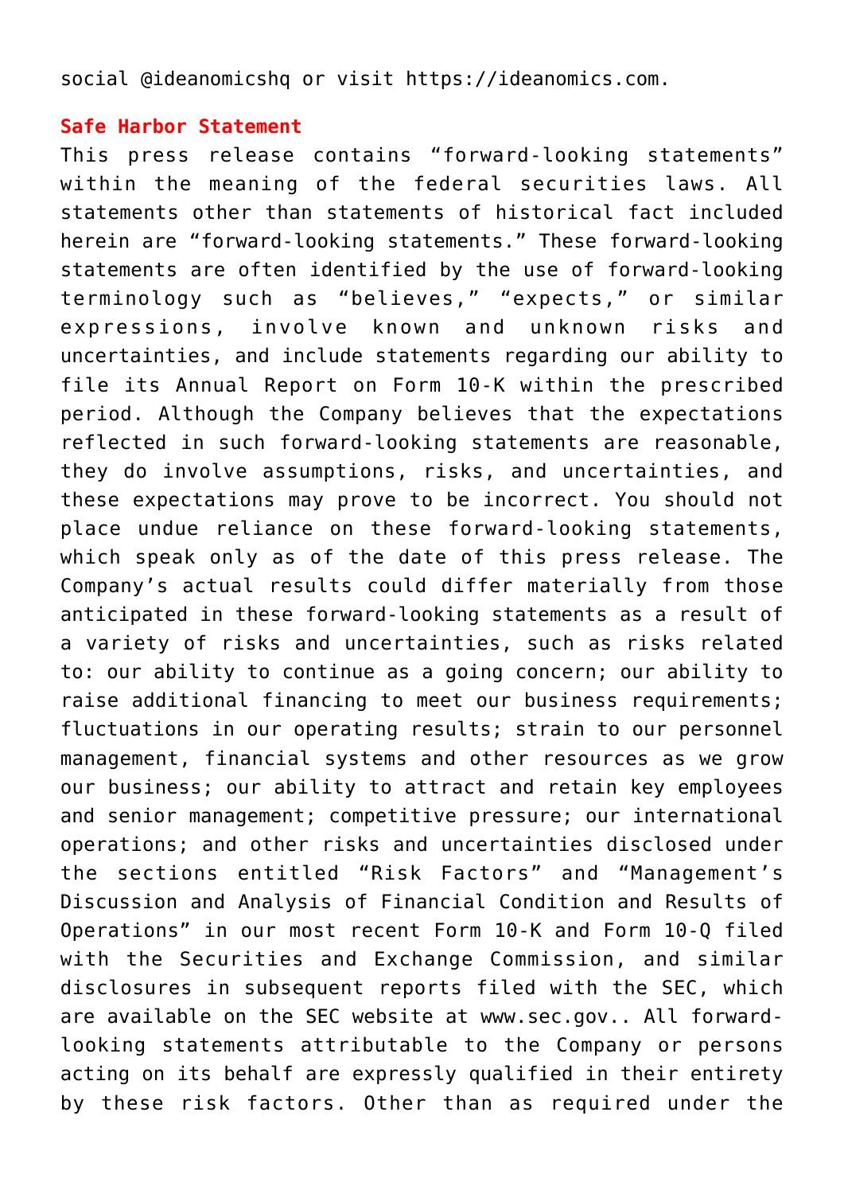social @ideanomicshq or visit https://ideanomics.com.

## Safe Harbor Statement

This press release contains “forward-looking statements” within the meaning of the federal securities laws. All statements other than statements of historical fact included herein are “forward-looking statements.” These forward-looking statements are often identified by the use of forward-looking terminology such as “believes,” “expects,” or similar expressions, involve known and unknown risks and uncertainties, and include statements regarding our ability to file its Annual Report on Form 10-K within the prescribed period. Although the Company believes that the expectations reflected in such forward-looking statements are reasonable, they do involve assumptions, risks, and uncertainties, and these expectations may prove to be incorrect. You should not place undue reliance on these forward-looking statements, which speak only as of the date of this press release. The Company’s actual results could differ materially from those anticipated in these forward-looking statements as a result of a variety of risks and uncertainties, such as risks related to: our ability to continue as a going concern; our ability to raise additional financing to meet our business requirements; fluctuations in our operating results; strain to our personnel management, financial systems and other resources as we grow our business; our ability to attract and retain key employees and senior management; competitive pressure; our international operations; and other risks and uncertainties disclosed under the sections entitled “Risk Factors” and “Management’s Discussion and Analysis of Financial Condition and Results of Operations” in our most recent Form 10-K and Form 10-Q filed with the Securities and Exchange Commission, and similar disclosures in subsequent reports filed with the SEC, which are available on the SEC website at www.sec.gov.. All forward-looking statements attributable to the Company or persons acting on its behalf are expressly qualified in their entirety by these risk factors. Other than as required under the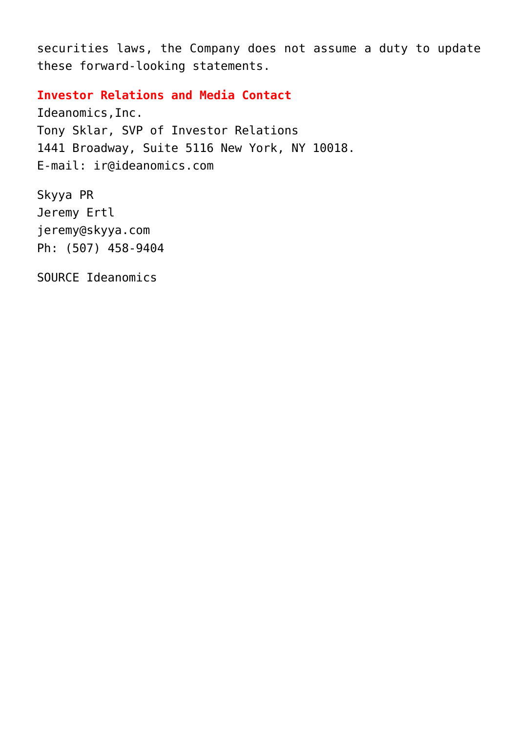securities laws, the Company does not assume a duty to update these forward-looking statements.

**Investor Relations and Media Contact**

Ideanomics,Inc.
Tony Sklar, SVP of Investor Relations
1441 Broadway, Suite 5116 New York, NY 10018.
E-mail: ir@ideanomics.com

Skyya PR
Jeremy Ertl
jeremy@skyya.com
Ph: (507) 458-9404

SOURCE Ideanomics